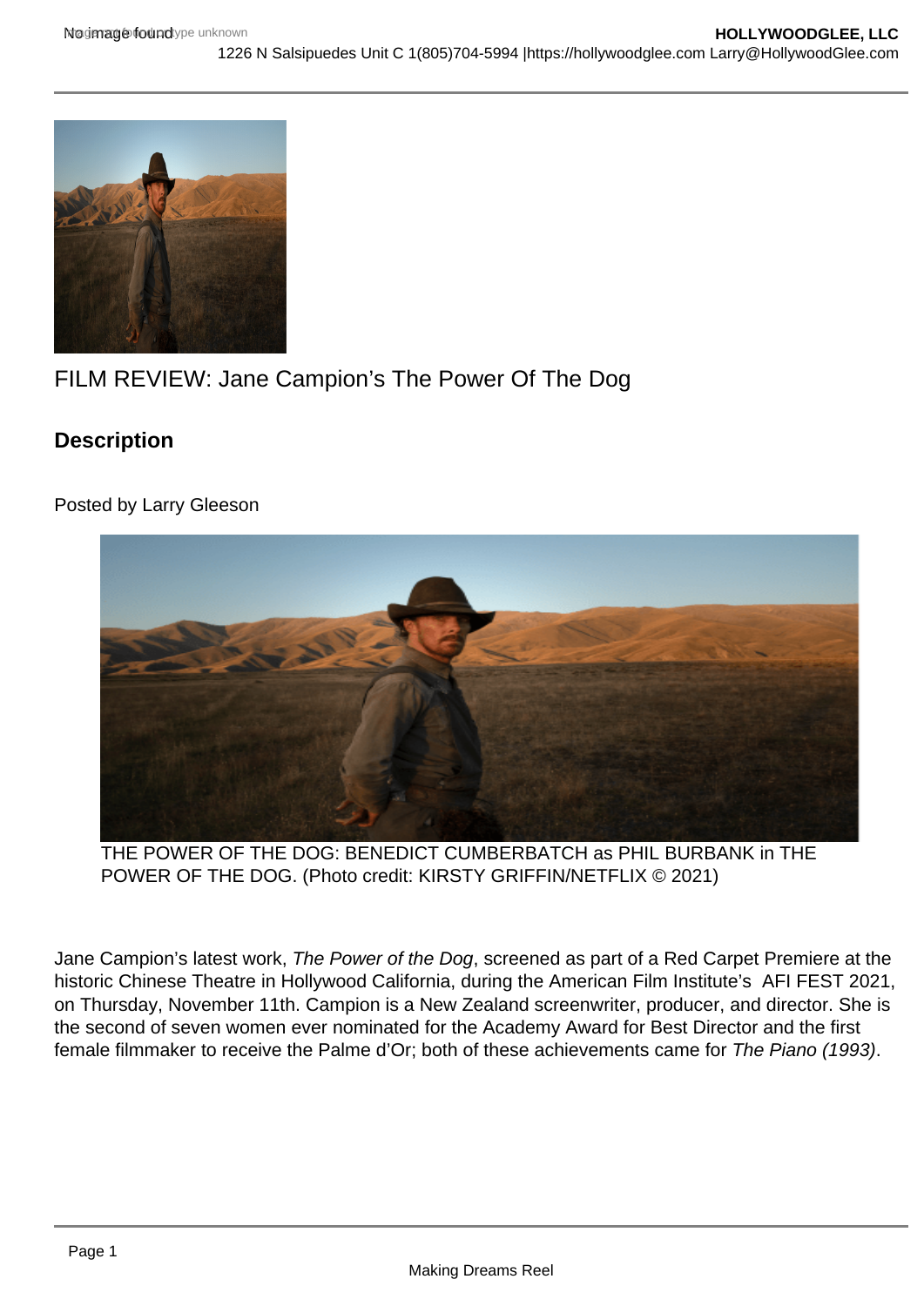# FILM REVIEW: Jane Campion's The Power Of The Dog

## Description

Posted by Larry Gleeson

THE POWER OF THE DOG: BENEDICT CUMBERBATCH as PHIL BURBANK in THE POWER OF THE DOG. (Photo credit: KIRSTY GRIFFIN/NETFLIX © 2021)

Jane Campion's latest work, *The Power of the Dog*, screened as part of a Red Carpet Premiere at the historic Chinese Theatre in Hollywood California, during the American Film Institute's AFI FEST 2021, on Thursday, November 11th. Campion is a New Zealand screenwriter, producer, and director. She is the second of seven women ever nominated for the Academy Award for Best Director and the first female filmmaker to receive the Palme d'Or; both of these achievements came for *The Piano (1993)*.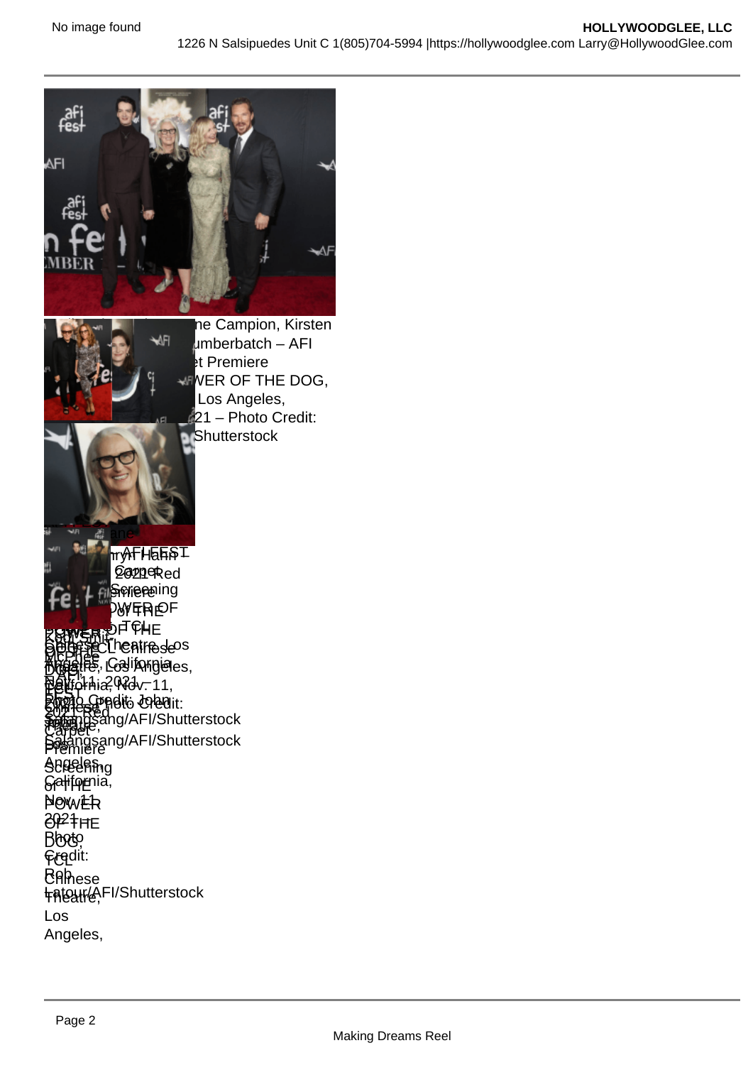ne Campion, Kirsten
umberbatch – AFI
et Premiere
WER OF THE DOG,
Los Angeles,
21 – Photo Credit:
Shutterstock

AFI FEST 2021 Red Carpet Premiere Screening of THE POWER OF THE DOG, TCL Chinese Theatre, Los Angeles, California, Nov. 11, 2021 – Photo Credit: John Salangsang/AFI/Shutterstock

Kodi Smit-McPhee – AFI FEST 2021 Red Carpet Premiere Screening of THE POWER OF THE DOG, TCL Chinese Theatre, Los Angeles, California, Nov. 11, 2021 – Photo Credit: John Salangsang/AFI/Shutterstock

Jane Campion – AFI FEST 2021 Red Carpet Premiere Screening of THE POWER OF THE DOG, TCL Chinese Theatre, Los Angeles, California, Nov. 11, 2021 – Photo Credit: Rob Latour/AFI/Shutterstock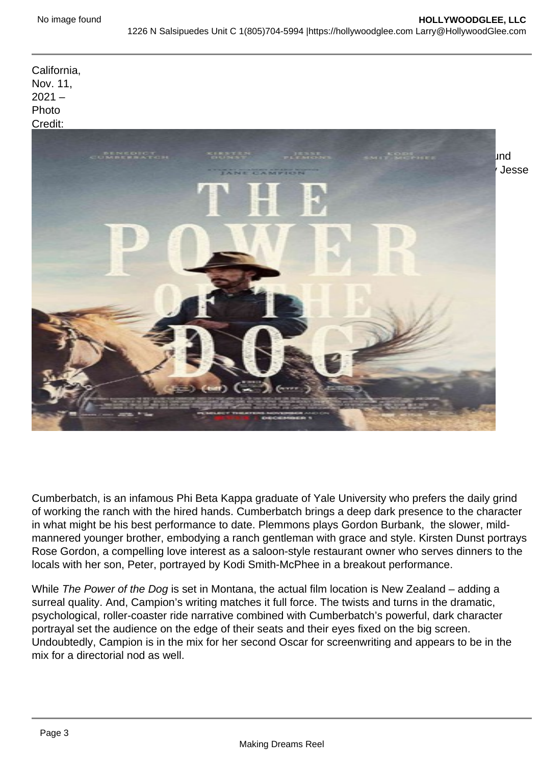California, Nov. 11, 2021 – Photo Credit:

und

Jesse

Cumberbatch, is an infamous Phi Beta Kappa graduate of Yale University who prefers the daily grind of working the ranch with the hired hands. Cumberbatch brings a deep dark presence to the character in what might be his best performance to date. Plemmons plays Gordon Burbank, the slower, mild-mannered younger brother, embodying a ranch gentleman with grace and style. Kirsten Dunst portrays Rose Gordon, a compelling love interest as a saloon-style restaurant owner who serves dinners to the locals with her son, Peter, portrayed by Kodi Smith-McPhee in a breakout performance.

While *The Power of the Dog* is set in Montana, the actual film location is New Zealand – adding a surreal quality. And, Campion's writing matches it full force. The twists and turns in the dramatic, psychological, roller-coaster ride narrative combined with Cumberbatch's powerful, dark character portrayal set the audience on the edge of their seats and their eyes fixed on the big screen. Undoubtedly, Campion is in the mix for her second Oscar for screenwriting and appears to be in the mix for a directorial nod as well.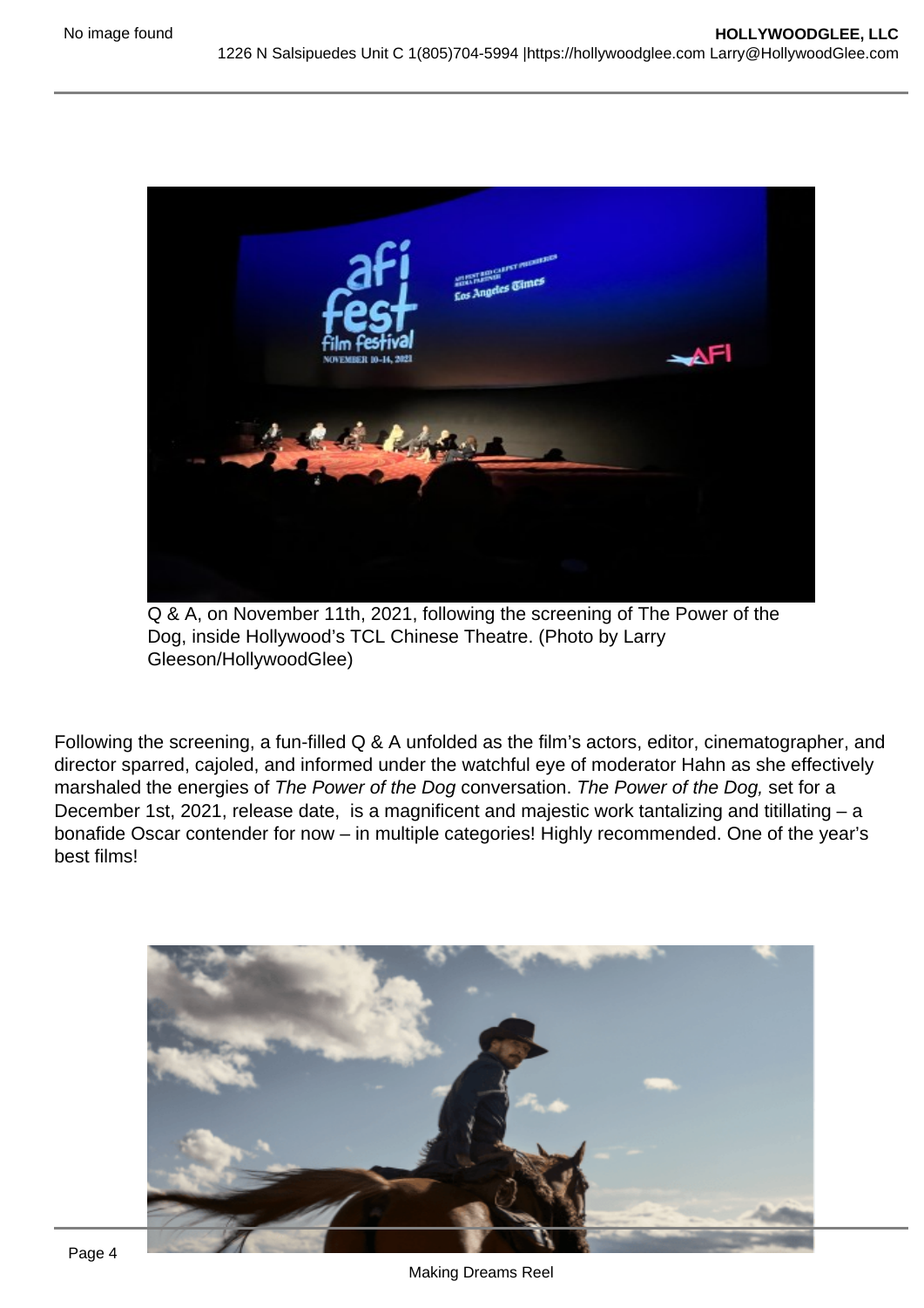Q & A, on November 11th, 2021, following the screening of The Power of the Dog, inside Hollywood's TCL Chinese Theatre. (Photo by Larry Gleeson/HollywoodGlee)

Following the screening, a fun-filled Q & A unfolded as the film's actors, editor, cinematographer, and director sparred, cajoled, and informed under the watchful eye of moderator Hahn as she effectively marshaled the energies of *The Power of the Dog* conversation. *The Power of the Dog,* set for a December 1st, 2021, release date, is a magnificent and majestic work tantalizing and titillating – a bonafide Oscar contender for now – in multiple categories! Highly recommended. One of the year's best films!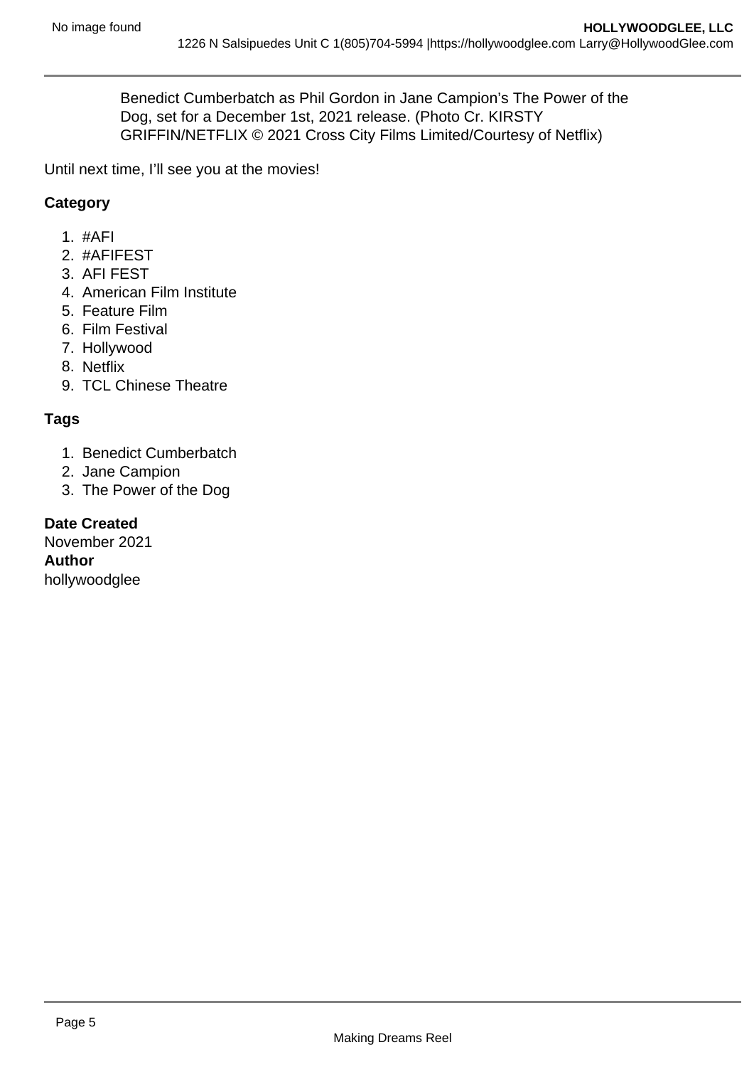Benedict Cumberbatch as Phil Gordon in Jane Campion's The Power of the Dog, set for a December 1st, 2021 release. (Photo Cr. KIRSTY GRIFFIN/NETFLIX © 2021 Cross City Films Limited/Courtesy of Netflix)

Until next time, I'll see you at the movies!

**Category**

1. #AFI
2. #AFIFEST
3. AFI FEST
4. American Film Institute
5. Feature Film
6. Film Festival
7. Hollywood
8. Netflix
9. TCL Chinese Theatre

**Tags**

1. Benedict Cumberbatch
2. Jane Campion
3. The Power of the Dog

**Date Created**
November 2021
**Author**
hollywoodglee